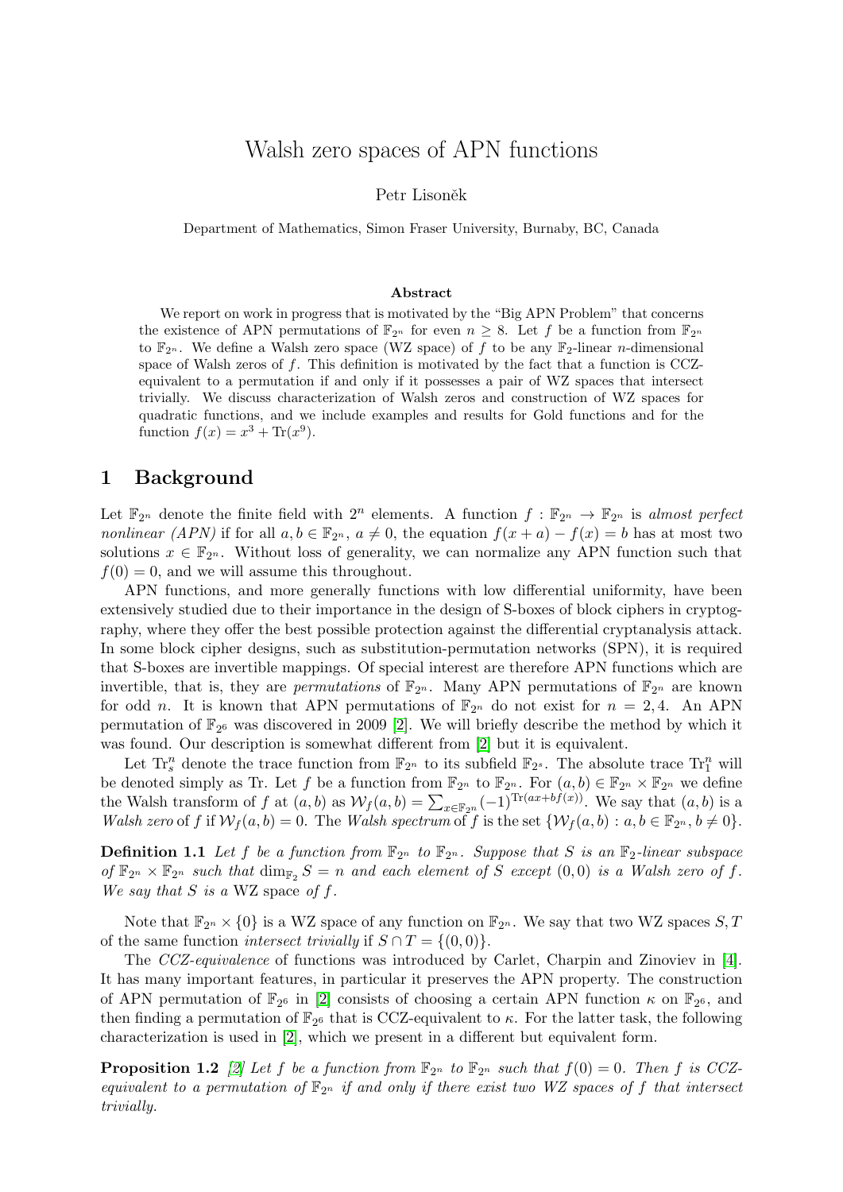# Walsh zero spaces of APN functions

Petr Lisoněk

Department of Mathematics, Simon Fraser University, Burnaby, BC, Canada

### Abstract

We report on work in progress that is motivated by the "Big APN Problem" that concerns the existence of APN permutations of $\mathbb{F}_{2^n}$ for even $n \geq 8$. Let $f$ be a function from $\mathbb{F}_{2^n}$ to $\mathbb{F}_{2^n}$. We define a Walsh zero space (WZ space) of $f$ to be any $\mathbb{F}_2$-linear $n$-dimensional space of Walsh zeros of $f$. This definition is motivated by the fact that a function is CCZ-equivalent to a permutation if and only if it possesses a pair of WZ spaces that intersect trivially. We discuss characterization of Walsh zeros and construction of WZ spaces for quadratic functions, and we include examples and results for Gold functions and for the function $f(x) = x^3 + \mathrm{Tr}(x^9)$.

## 1 Background

Let $\mathbb{F}_{2^n}$ denote the finite field with $2^n$ elements. A function $f : \mathbb{F}_{2^n} \to \mathbb{F}_{2^n}$ is *almost perfect nonlinear (APN)* if for all $a, b \in \mathbb{F}_{2^n}$, $a \neq 0$, the equation $f(x + a) - f(x) = b$ has at most two solutions $x \in \mathbb{F}_{2^n}$. Without loss of generality, we can normalize any APN function such that $f(0) = 0$, and we will assume this throughout.

APN functions, and more generally functions with low differential uniformity, have been extensively studied due to their importance in the design of S-boxes of block ciphers in cryptography, where they offer the best possible protection against the differential cryptanalysis attack. In some block cipher designs, such as substitution-permutation networks (SPN), it is required that S-boxes are invertible mappings. Of special interest are therefore APN functions which are invertible, that is, they are *permutations* of $\mathbb{F}_{2^n}$. Many APN permutations of $\mathbb{F}_{2^n}$ are known for odd $n$. It is known that APN permutations of $\mathbb{F}_{2^n}$ do not exist for $n = 2, 4$. An APN permutation of $\mathbb{F}_{2^6}$ was discovered in 2009 [2]. We will briefly describe the method by which it was found. Our description is somewhat different from [2] but it is equivalent.

Let $\mathrm{Tr}_s^n$ denote the trace function from $\mathbb{F}_{2^n}$ to its subfield $\mathbb{F}_{2^s}$. The absolute trace $\mathrm{Tr}_1^n$ will be denoted simply as Tr. Let $f$ be a function from $\mathbb{F}_{2^n}$ to $\mathbb{F}_{2^n}$. For $(a, b) \in \mathbb{F}_{2^n} \times \mathbb{F}_{2^n}$ we define the Walsh transform of $f$ at $(a, b)$ as $\mathcal{W}_f(a, b) = \sum_{x \in \mathbb{F}_{2^n}} (-1)^{\mathrm{Tr}(ax + bf(x))}$. We say that $(a, b)$ is a *Walsh zero* of $f$ if $\mathcal{W}_f(a, b) = 0$. The *Walsh spectrum* of $f$ is the set $\{\mathcal{W}_f(a, b) : a, b \in \mathbb{F}_{2^n}, b \neq 0\}$.

**Definition 1.1** *Let $f$ be a function from $\mathbb{F}_{2^n}$ to $\mathbb{F}_{2^n}$. Suppose that $S$ is an $\mathbb{F}_2$-linear subspace of $\mathbb{F}_{2^n} \times \mathbb{F}_{2^n}$ such that $\dim_{\mathbb{F}_2} S = n$ and each element of $S$ except $(0, 0)$ is a Walsh zero of $f$. We say that $S$ is a* WZ space *of $f$.*

Note that $\mathbb{F}_{2^n} \times \{0\}$ is a WZ space of any function on $\mathbb{F}_{2^n}$. We say that two WZ spaces $S, T$ of the same function *intersect trivially* if $S \cap T = \{(0, 0)\}$.

The *CCZ-equivalence* of functions was introduced by Carlet, Charpin and Zinoviev in [4]. It has many important features, in particular it preserves the APN property. The construction of APN permutation of $\mathbb{F}_{2^6}$ in [2] consists of choosing a certain APN function $\kappa$ on $\mathbb{F}_{2^6}$, and then finding a permutation of $\mathbb{F}_{2^6}$ that is CCZ-equivalent to $\kappa$. For the latter task, the following characterization is used in [2], which we present in a different but equivalent form.

**Proposition 1.2** *[2] Let $f$ be a function from $\mathbb{F}_{2^n}$ to $\mathbb{F}_{2^n}$ such that $f(0) = 0$. Then $f$ is CCZ-equivalent to a permutation of $\mathbb{F}_{2^n}$ if and only if there exist two WZ spaces of $f$ that intersect trivially.*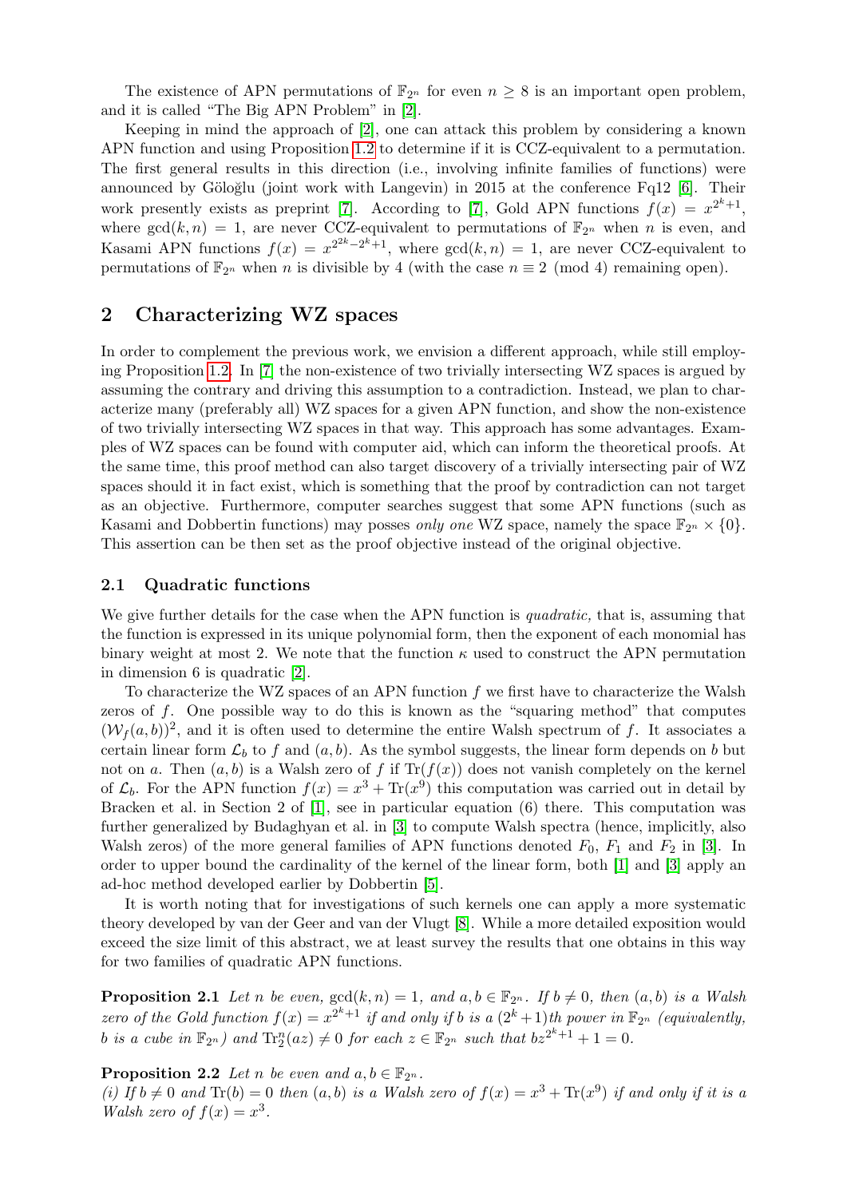The existence of APN permutations of $\mathbb{F}_{2^n}$ for even $n \geq 8$ is an important open problem, and it is called "The Big APN Problem" in [2].

Keeping in mind the approach of [2], one can attack this problem by considering a known APN function and using Proposition 1.2 to determine if it is CCZ-equivalent to a permutation. The first general results in this direction (i.e., involving infinite families of functions) were announced by Göloğlu (joint work with Langevin) in 2015 at the conference Fq12 [6]. Their work presently exists as preprint [7]. According to [7], Gold APN functions $f(x) = x^{2^k+1}$, where $\gcd(k, n) = 1$, are never CCZ-equivalent to permutations of $\mathbb{F}_{2^n}$ when $n$ is even, and Kasami APN functions $f(x) = x^{2^{2k}-2^k+1}$, where $\gcd(k, n) = 1$, are never CCZ-equivalent to permutations of $\mathbb{F}_{2^n}$ when $n$ is divisible by 4 (with the case $n \equiv 2 \pmod 4$ remaining open).

## 2 Characterizing WZ spaces

In order to complement the previous work, we envision a different approach, while still employing Proposition 1.2. In [7] the non-existence of two trivially intersecting WZ spaces is argued by assuming the contrary and driving this assumption to a contradiction. Instead, we plan to characterize many (preferably all) WZ spaces for a given APN function, and show the non-existence of two trivially intersecting WZ spaces in that way. This approach has some advantages. Examples of WZ spaces can be found with computer aid, which can inform the theoretical proofs. At the same time, this proof method can also target discovery of a trivially intersecting pair of WZ spaces should it in fact exist, which is something that the proof by contradiction can not target as an objective. Furthermore, computer searches suggest that some APN functions (such as Kasami and Dobbertin functions) may posses *only one* WZ space, namely the space $\mathbb{F}_{2^n} \times \{0\}$. This assertion can be then set as the proof objective instead of the original objective.

### 2.1 Quadratic functions

We give further details for the case when the APN function is *quadratic,* that is, assuming that the function is expressed in its unique polynomial form, then the exponent of each monomial has binary weight at most 2. We note that the function $\kappa$ used to construct the APN permutation in dimension 6 is quadratic [2].

To characterize the WZ spaces of an APN function $f$ we first have to characterize the Walsh zeros of $f$. One possible way to do this is known as the "squaring method" that computes $(\mathcal{W}_f(a, b))^2$, and it is often used to determine the entire Walsh spectrum of $f$. It associates a certain linear form $\mathcal{L}_b$ to $f$ and $(a, b)$. As the symbol suggests, the linear form depends on $b$ but not on $a$. Then $(a, b)$ is a Walsh zero of $f$ if $\mathrm{Tr}(f(x))$ does not vanish completely on the kernel of $\mathcal{L}_b$. For the APN function $f(x) = x^3 + \mathrm{Tr}(x^9)$ this computation was carried out in detail by Bracken et al. in Section 2 of [1], see in particular equation (6) there. This computation was further generalized by Budaghyan et al. in [3] to compute Walsh spectra (hence, implicitly, also Walsh zeros) of the more general families of APN functions denoted $F_0$, $F_1$ and $F_2$ in [3]. In order to upper bound the cardinality of the kernel of the linear form, both [1] and [3] apply an ad-hoc method developed earlier by Dobbertin [5].

It is worth noting that for investigations of such kernels one can apply a more systematic theory developed by van der Geer and van der Vlugt [8]. While a more detailed exposition would exceed the size limit of this abstract, we at least survey the results that one obtains in this way for two families of quadratic APN functions.

**Proposition 2.1** *Let $n$ be even, $\gcd(k, n) = 1$, and $a, b \in \mathbb{F}_{2^n}$. If $b \neq 0$, then $(a, b)$ is a Walsh zero of the Gold function $f(x) = x^{2^k+1}$ if and only if $b$ is a $(2^k+1)$th power in $\mathbb{F}_{2^n}$ (equivalently, $b$ is a cube in $\mathbb{F}_{2^n}$) and $\mathrm{Tr}_2^n(az) \neq 0$ for each $z \in \mathbb{F}_{2^n}$ such that $bz^{2^k+1} + 1 = 0$.*

**Proposition 2.2** *Let $n$ be even and $a, b \in \mathbb{F}_{2^n}$.*
*(i) If $b \neq 0$ and $\mathrm{Tr}(b) = 0$ then $(a, b)$ is a Walsh zero of $f(x) = x^3 + \mathrm{Tr}(x^9)$ if and only if it is a Walsh zero of $f(x) = x^3$.*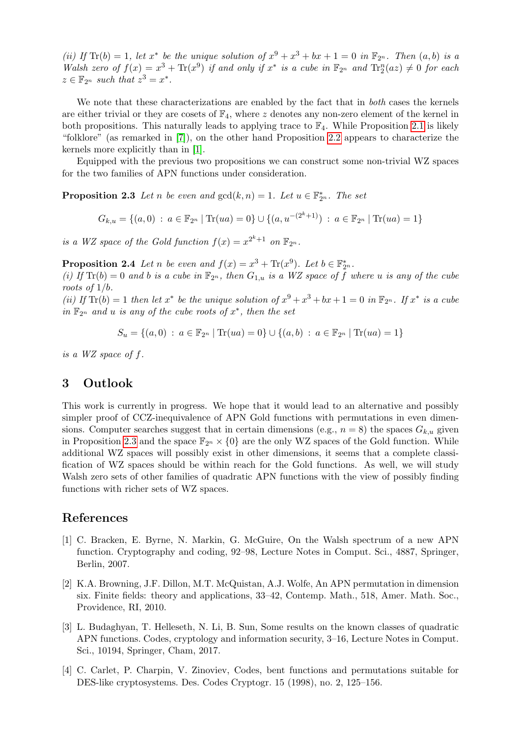*(ii) If* $\mathrm{Tr}(b) = 1$*, let* $x^*$ *be the unique solution of* $x^9 + x^3 + bx + 1 = 0$ *in* $\mathbb{F}_{2^n}$*. Then* $(a, b)$ *is a Walsh zero of* $f(x) = x^3 + \mathrm{Tr}(x^9)$ *if and only if* $x^*$ *is a cube in* $\mathbb{F}_{2^n}$ *and* $\mathrm{Tr}_2^n(az) \neq 0$ *for each* $z \in \mathbb{F}_{2^n}$ *such that* $z^3 = x^*$*.*

We note that these characterizations are enabled by the fact that in *both* cases the kernels are either trivial or they are cosets of $\mathbb{F}_4$, where $z$ denotes any non-zero element of the kernel in both propositions. This naturally leads to applying trace to $\mathbb{F}_4$. While Proposition 2.1 is likely "folklore" (as remarked in [7]), on the other hand Proposition 2.2 appears to characterize the kernels more explicitly than in [1].

Equipped with the previous two propositions we can construct some non-trivial WZ spaces for the two families of APN functions under consideration.

**Proposition 2.3** *Let* $n$ *be even and* $\gcd(k, n) = 1$*. Let* $u \in \mathbb{F}_{2^n}^*$*. The set*

$$G_{k,u} = \{(a, 0) \,:\, a \in \mathbb{F}_{2^n} \mid \mathrm{Tr}(ua) = 0\} \cup \{(a, u^{-(2^k+1)}) \,:\, a \in \mathbb{F}_{2^n} \mid \mathrm{Tr}(ua) = 1\}$$

*is a WZ space of the Gold function* $f(x) = x^{2^k+1}$ *on* $\mathbb{F}_{2^n}$*.*

**Proposition 2.4** *Let* $n$ *be even and* $f(x) = x^3 + \mathrm{Tr}(x^9)$*. Let* $b \in \mathbb{F}_{2^n}^*$*.*
*(i) If* $\mathrm{Tr}(b) = 0$ *and* $b$ *is a cube in* $\mathbb{F}_{2^n}$*, then* $G_{1,u}$ *is a WZ space of* $f$ *where* $u$ *is any of the cube roots of* $1/b$*.*
*(ii) If* $\mathrm{Tr}(b) = 1$ *then let* $x^*$ *be the unique solution of* $x^9 + x^3 + bx + 1 = 0$ *in* $\mathbb{F}_{2^n}$*. If* $x^*$ *is a cube in* $\mathbb{F}_{2^n}$ *and* $u$ *is any of the cube roots of* $x^*$*, then the set*

$$S_u = \{(a, 0) \,:\, a \in \mathbb{F}_{2^n} \mid \mathrm{Tr}(ua) = 0\} \cup \{(a, b) \,:\, a \in \mathbb{F}_{2^n} \mid \mathrm{Tr}(ua) = 1\}$$

*is a WZ space of* $f$*.*

## 3 Outlook

This work is currently in progress. We hope that it would lead to an alternative and possibly simpler proof of CCZ-inequivalence of APN Gold functions with permutations in even dimensions. Computer searches suggest that in certain dimensions (e.g., $n = 8$) the spaces $G_{k,u}$ given in Proposition 2.3 and the space $\mathbb{F}_{2^n} \times \{0\}$ are the only WZ spaces of the Gold function. While additional WZ spaces will possibly exist in other dimensions, it seems that a complete classification of WZ spaces should be within reach for the Gold functions. As well, we will study Walsh zero sets of other families of quadratic APN functions with the view of possibly finding functions with richer sets of WZ spaces.

## References

[1] C. Bracken, E. Byrne, N. Markin, G. McGuire, On the Walsh spectrum of a new APN function. Cryptography and coding, 92–98, Lecture Notes in Comput. Sci., 4887, Springer, Berlin, 2007.

[2] K.A. Browning, J.F. Dillon, M.T. McQuistan, A.J. Wolfe, An APN permutation in dimension six. Finite fields: theory and applications, 33–42, Contemp. Math., 518, Amer. Math. Soc., Providence, RI, 2010.

[3] L. Budaghyan, T. Helleseth, N. Li, B. Sun, Some results on the known classes of quadratic APN functions. Codes, cryptology and information security, 3–16, Lecture Notes in Comput. Sci., 10194, Springer, Cham, 2017.

[4] C. Carlet, P. Charpin, V. Zinoviev, Codes, bent functions and permutations suitable for DES-like cryptosystems. Des. Codes Cryptogr. 15 (1998), no. 2, 125–156.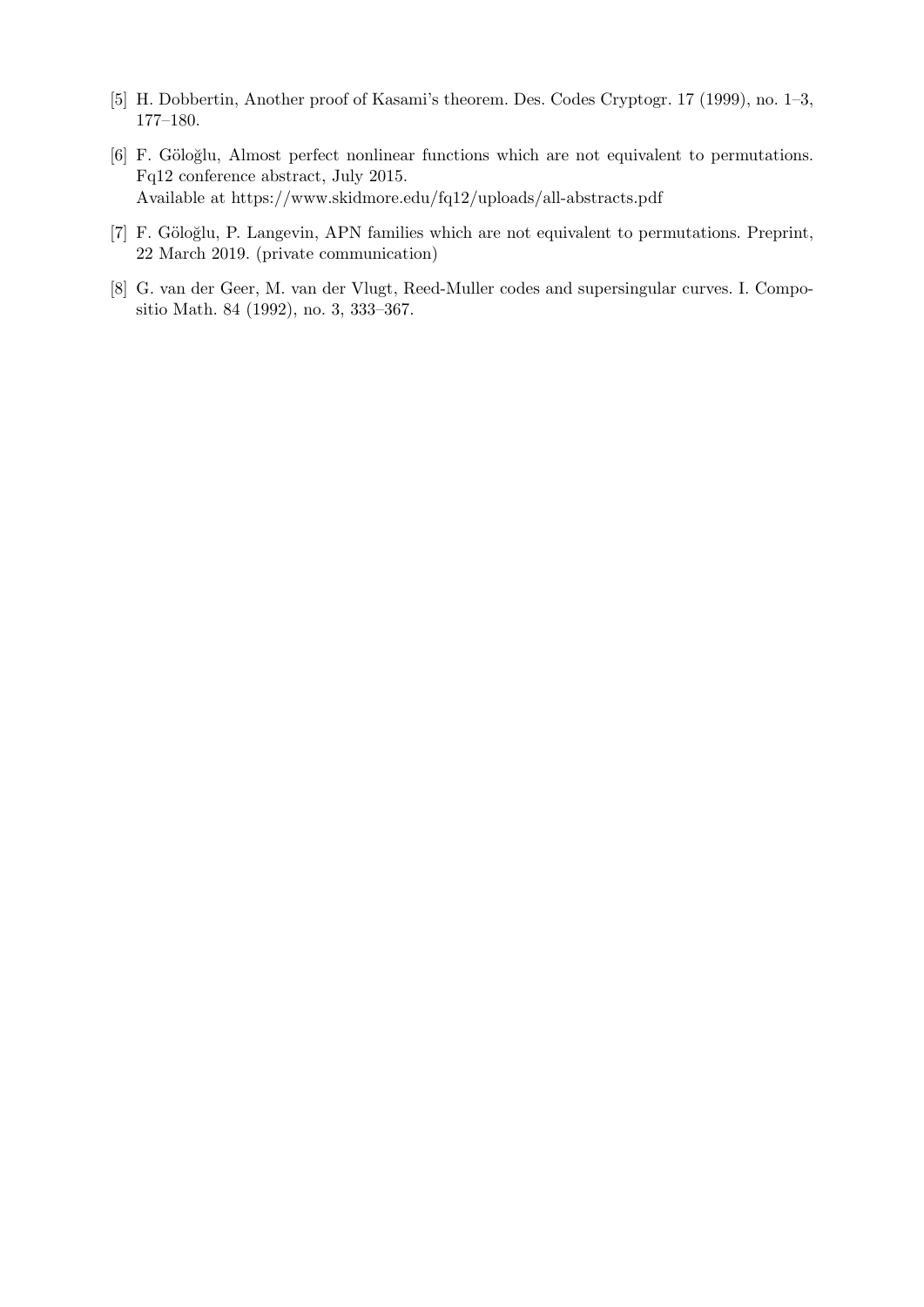[5] H. Dobbertin, Another proof of Kasami's theorem. Des. Codes Cryptogr. 17 (1999), no. 1–3, 177–180.

[6] F. Göloğlu, Almost perfect nonlinear functions which are not equivalent to permutations. Fq12 conference abstract, July 2015.
Available at https://www.skidmore.edu/fq12/uploads/all-abstracts.pdf

[7] F. Göloğlu, P. Langevin, APN families which are not equivalent to permutations. Preprint, 22 March 2019. (private communication)

[8] G. van der Geer, M. van der Vlugt, Reed-Muller codes and supersingular curves. I. Compositio Math. 84 (1992), no. 3, 333–367.